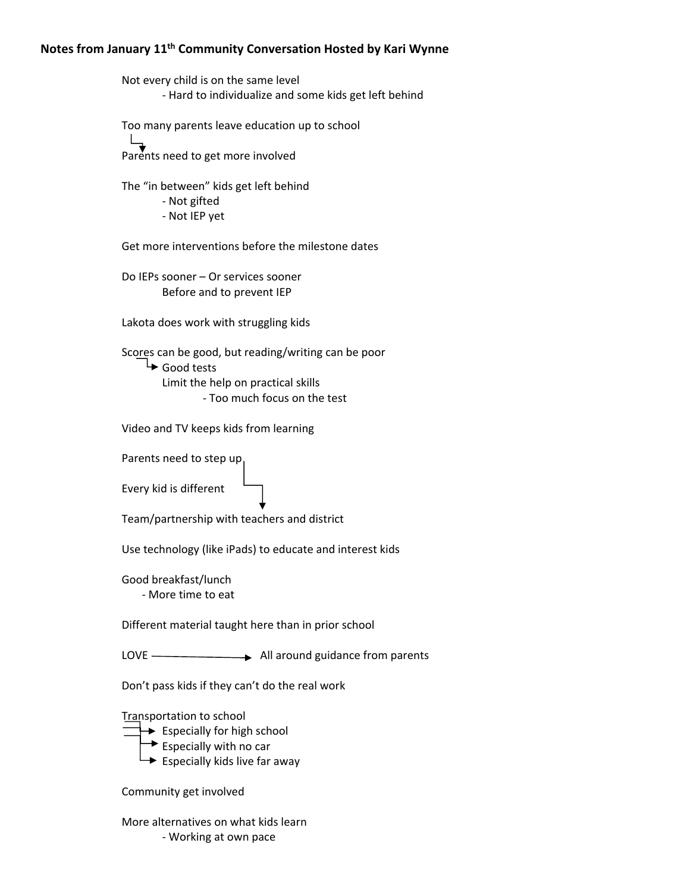**Notes from January 11th Community Conversation Hosted by Kari Wynne**

Not every child is on the same level
- Hard to individualize and some kids get left behind

Too many parents leave education up to school
↓
Parents need to get more involved

The "in between" kids get left behind
- Not gifted
- Not IEP yet

Get more interventions before the milestone dates

Do IEPs sooner – Or services sooner
Before and to prevent IEP

Lakota does work with struggling kids

Scores can be good, but reading/writing can be poor
→ Good tests
Limit the help on practical skills
- Too much focus on the test

Video and TV keeps kids from learning

Parents need to step up

Every kid is different

↓ Team/partnership with teachers and district

Use technology (like iPads) to educate and interest kids

Good breakfast/lunch
- More time to eat

Different material taught here than in prior school

LOVE ⟶ All around guidance from parents

Don't pass kids if they can't do the real work

Transportation to school
→ Especially for high school
→ Especially with no car
→ Especially kids live far away

Community get involved

More alternatives on what kids learn
- Working at own pace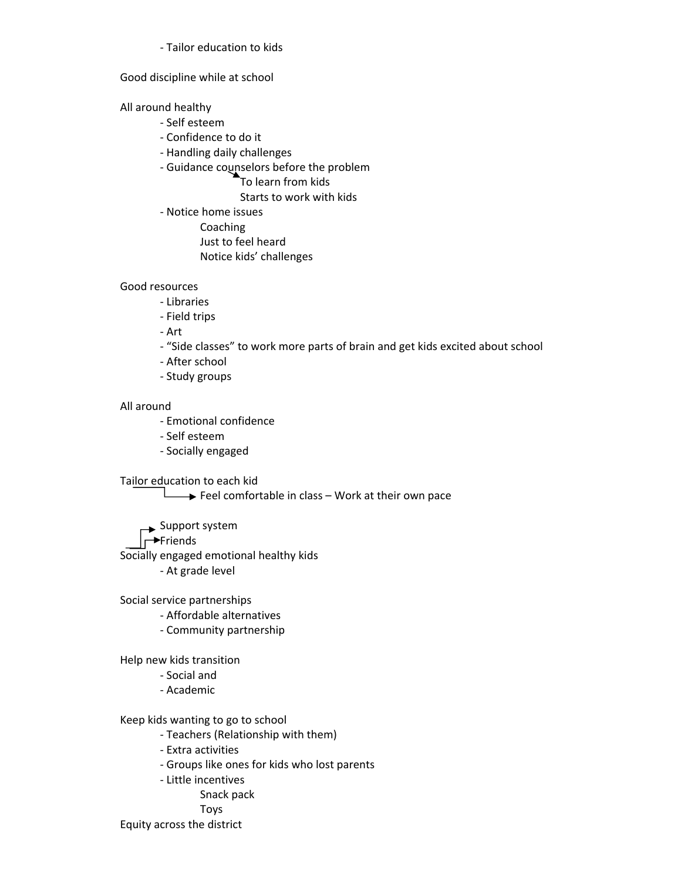- Tailor education to kids

Good discipline while at school

All around healthy

- Self esteem
- Confidence to do it
- Handling daily challenges
- Guidance counselors before the problem
  - To learn from kids
  - Starts to work with kids
- Notice home issues
  - Coaching
  - Just to feel heard
  - Notice kids' challenges

Good resources

- Libraries
- Field trips
- Art
- "Side classes" to work more parts of brain and get kids excited about school
- After school
- Study groups

All around

- Emotional confidence
- Self esteem
- Socially engaged

Tailor education to each kid

→ Feel comfortable in class – Work at their own pace

→ Support system

→ Friends

Socially engaged emotional healthy kids

- At grade level

Social service partnerships

- Affordable alternatives
- Community partnership

Help new kids transition

- Social and
- Academic

Keep kids wanting to go to school

- Teachers (Relationship with them)
- Extra activities
- Groups like ones for kids who lost parents
- Little incentives
  - Snack pack
  - Toys

Equity across the district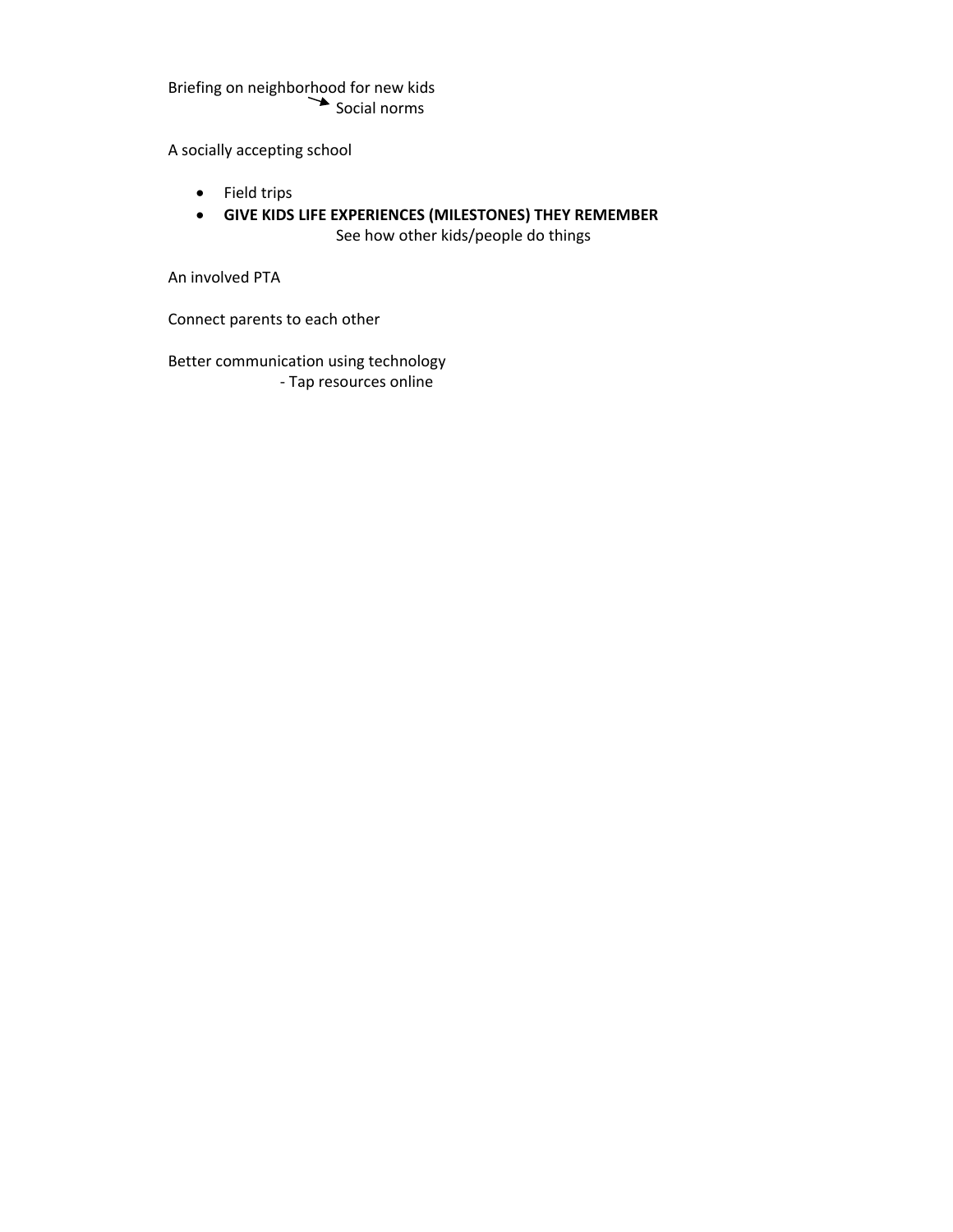Briefing on neighborhood for new kids

→ Social norms

A socially accepting school

- Field trips
- **GIVE KIDS LIFE EXPERIENCES (MILESTONES) THEY REMEMBER**

  See how other kids/people do things

An involved PTA

Connect parents to each other

Better communication using technology

- Tap resources online